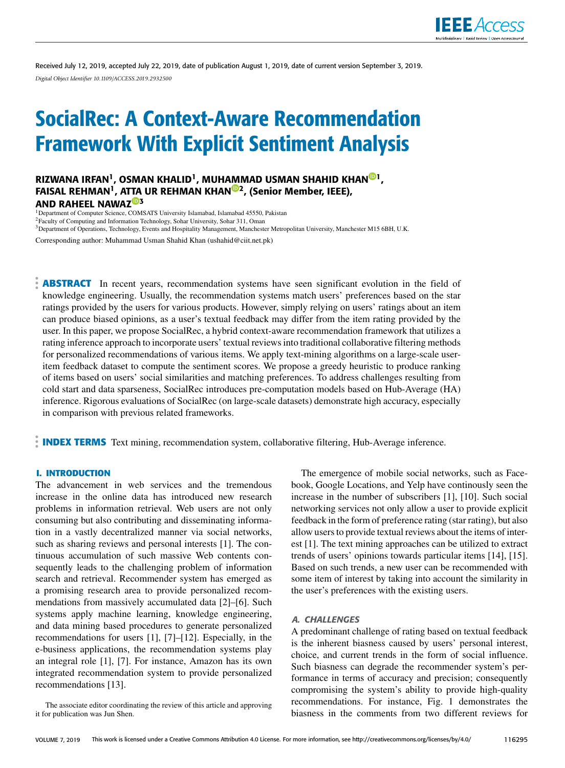Received July 12, 2019, accepted July 22, 2019, date of publication August 1, 2019, date of current version September 3, 2019.

*Digital Object Identifier 10.1109/ACCESS.2019.2932500*

# SocialRec: A Context-Aware Recommendation Framework With Explicit Sentiment Analysis

**RIZWANA IRFAN[1], OSMAN KHALID[1], MUHAMMAD USMAN SHAHID KHAN[1], FAISAL REHMAN[1], ATTA UR REHMAN KHAN[2], (Senior Member, IEEE), AND RAHEEL NAWAZ[3]**

[1]Department of Computer Science, COMSATS University Islamabad, Islamabad 45550, Pakistan
[2]Faculty of Computing and Information Technology, Sohar University, Sohar 311, Oman
[3]Department of Operations, Technology, Events and Hospitality Management, Manchester Metropolitan University, Manchester M15 6BH, U.K.

Corresponding author: Muhammad Usman Shahid Khan (ushahid@ciit.net.pk)

**ABSTRACT** In recent years, recommendation systems have seen significant evolution in the field of knowledge engineering. Usually, the recommendation systems match users' preferences based on the star ratings provided by the users for various products. However, simply relying on users' ratings about an item can produce biased opinions, as a user's textual feedback may differ from the item rating provided by the user. In this paper, we propose SocialRec, a hybrid context-aware recommendation framework that utilizes a rating inference approach to incorporate users' textual reviews into traditional collaborative filtering methods for personalized recommendations of various items. We apply text-mining algorithms on a large-scale user-item feedback dataset to compute the sentiment scores. We propose a greedy heuristic to produce ranking of items based on users' social similarities and matching preferences. To address challenges resulting from cold start and data sparseness, SocialRec introduces pre-computation models based on Hub-Average (HA) inference. Rigorous evaluations of SocialRec (on large-scale datasets) demonstrate high accuracy, especially in comparison with previous related frameworks.

**INDEX TERMS** Text mining, recommendation system, collaborative filtering, Hub-Average inference.

## I. INTRODUCTION

The advancement in web services and the tremendous increase in the online data has introduced new research problems in information retrieval. Web users are not only consuming but also contributing and disseminating information in a vastly decentralized manner via social networks, such as sharing reviews and personal interests [1]. The continuous accumulation of such massive Web contents consequently leads to the challenging problem of information search and retrieval. Recommender system has emerged as a promising research area to provide personalized recommendations from massively accumulated data [2]–[6]. Such systems apply machine learning, knowledge engineering, and data mining based procedures to generate personalized recommendations for users [1], [7]–[12]. Especially, in the e-business applications, the recommendation systems play an integral role [1], [7]. For instance, Amazon has its own integrated recommendation system to provide personalized recommendations [13].

The emergence of mobile social networks, such as Facebook, Google Locations, and Yelp have continously seen the increase in the number of subscribers [1], [10]. Such social networking services not only allow a user to provide explicit feedback in the form of preference rating (star rating), but also allow users to provide textual reviews about the items of interest [1]. The text mining approaches can be utilized to extract trends of users' opinions towards particular items [14], [15]. Based on such trends, a new user can be recommended with some item of interest by taking into account the similarity in the user's preferences with the existing users.

### A. CHALLENGES

A predominant challenge of rating based on textual feedback is the inherent biasness caused by users' personal interest, choice, and current trends in the form of social influence. Such biasness can degrade the recommender system's performance in terms of accuracy and precision; consequently compromising the system's ability to provide high-quality recommendations. For instance, Fig. 1 demonstrates the biasness in the comments from two different reviews for

The associate editor coordinating the review of this article and approving it for publication was Jun Shen.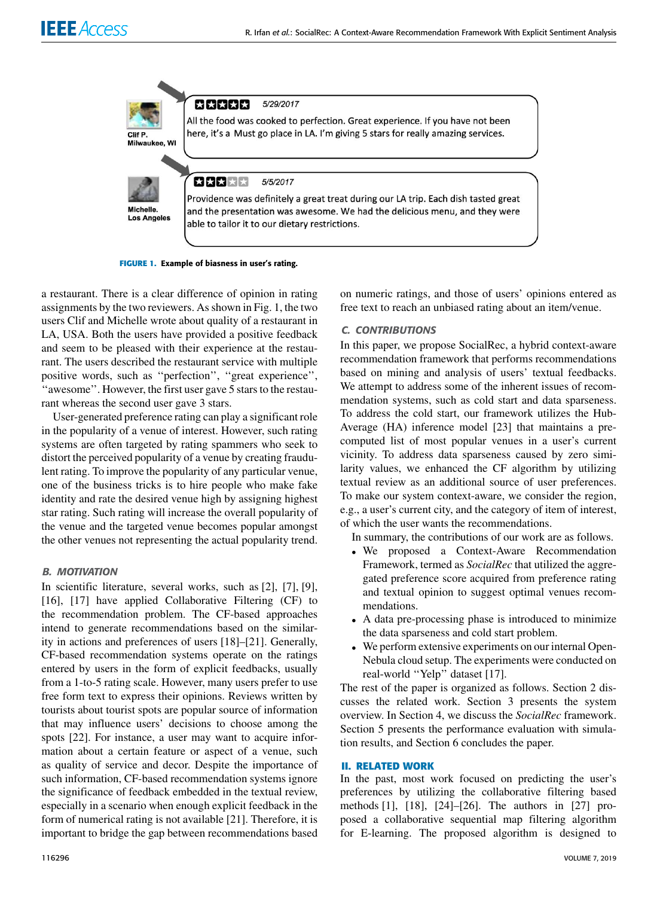FIGURE 1. Example of biasness in user's rating.

a restaurant. There is a clear difference of opinion in rating assignments by the two reviewers. As shown in Fig. 1, the two users Clif and Michelle wrote about quality of a restaurant in LA, USA. Both the users have provided a positive feedback and seem to be pleased with their experience at the restaurant. The users described the restaurant service with multiple positive words, such as "perfection", "great experience", "awesome". However, the first user gave 5 stars to the restaurant whereas the second user gave 3 stars.

User-generated preference rating can play a significant role in the popularity of a venue of interest. However, such rating systems are often targeted by rating spammers who seek to distort the perceived popularity of a venue by creating fraudulent rating. To improve the popularity of any particular venue, one of the business tricks is to hire people who make fake identity and rate the desired venue high by assigning highest star rating. Such rating will increase the overall popularity of the venue and the targeted venue becomes popular amongst the other venues not representing the actual popularity trend.

### B. MOTIVATION

In scientific literature, several works, such as [2], [7], [9], [16], [17] have applied Collaborative Filtering (CF) to the recommendation problem. The CF-based approaches intend to generate recommendations based on the similarity in actions and preferences of users [18]–[21]. Generally, CF-based recommendation systems operate on the ratings entered by users in the form of explicit feedbacks, usually from a 1-to-5 rating scale. However, many users prefer to use free form text to express their opinions. Reviews written by tourists about tourist spots are popular source of information that may influence users' decisions to choose among the spots [22]. For instance, a user may want to acquire information about a certain feature or aspect of a venue, such as quality of service and decor. Despite the importance of such information, CF-based recommendation systems ignore the significance of feedback embedded in the textual review, especially in a scenario when enough explicit feedback in the form of numerical rating is not available [21]. Therefore, it is important to bridge the gap between recommendations based on numeric ratings, and those of users' opinions entered as free text to reach an unbiased rating about an item/venue.

### C. CONTRIBUTIONS

In this paper, we propose SocialRec, a hybrid context-aware recommendation framework that performs recommendations based on mining and analysis of users' textual feedbacks. We attempt to address some of the inherent issues of recommendation systems, such as cold start and data sparseness. To address the cold start, our framework utilizes the Hub-Average (HA) inference model [23] that maintains a pre-computed list of most popular venues in a user's current vicinity. To address data sparseness caused by zero similarity values, we enhanced the CF algorithm by utilizing textual review as an additional source of user preferences. To make our system context-aware, we consider the region, e.g., a user's current city, and the category of item of interest, of which the user wants the recommendations.

In summary, the contributions of our work are as follows.

- We proposed a Context-Aware Recommendation Framework, termed as *SocialRec* that utilized the aggregated preference score acquired from preference rating and textual opinion to suggest optimal venues recommendations.
- A data pre-processing phase is introduced to minimize the data sparseness and cold start problem.
- We perform extensive experiments on our internal OpenNebula cloud setup. The experiments were conducted on real-world "Yelp" dataset [17].

The rest of the paper is organized as follows. Section 2 discusses the related work. Section 3 presents the system overview. In Section 4, we discuss the *SocialRec* framework. Section 5 presents the performance evaluation with simulation results, and Section 6 concludes the paper.

## II. RELATED WORK

In the past, most work focused on predicting the user's preferences by utilizing the collaborative filtering based methods [1], [18], [24]–[26]. The authors in [27] proposed a collaborative sequential map filtering algorithm for E-learning. The proposed algorithm is designed to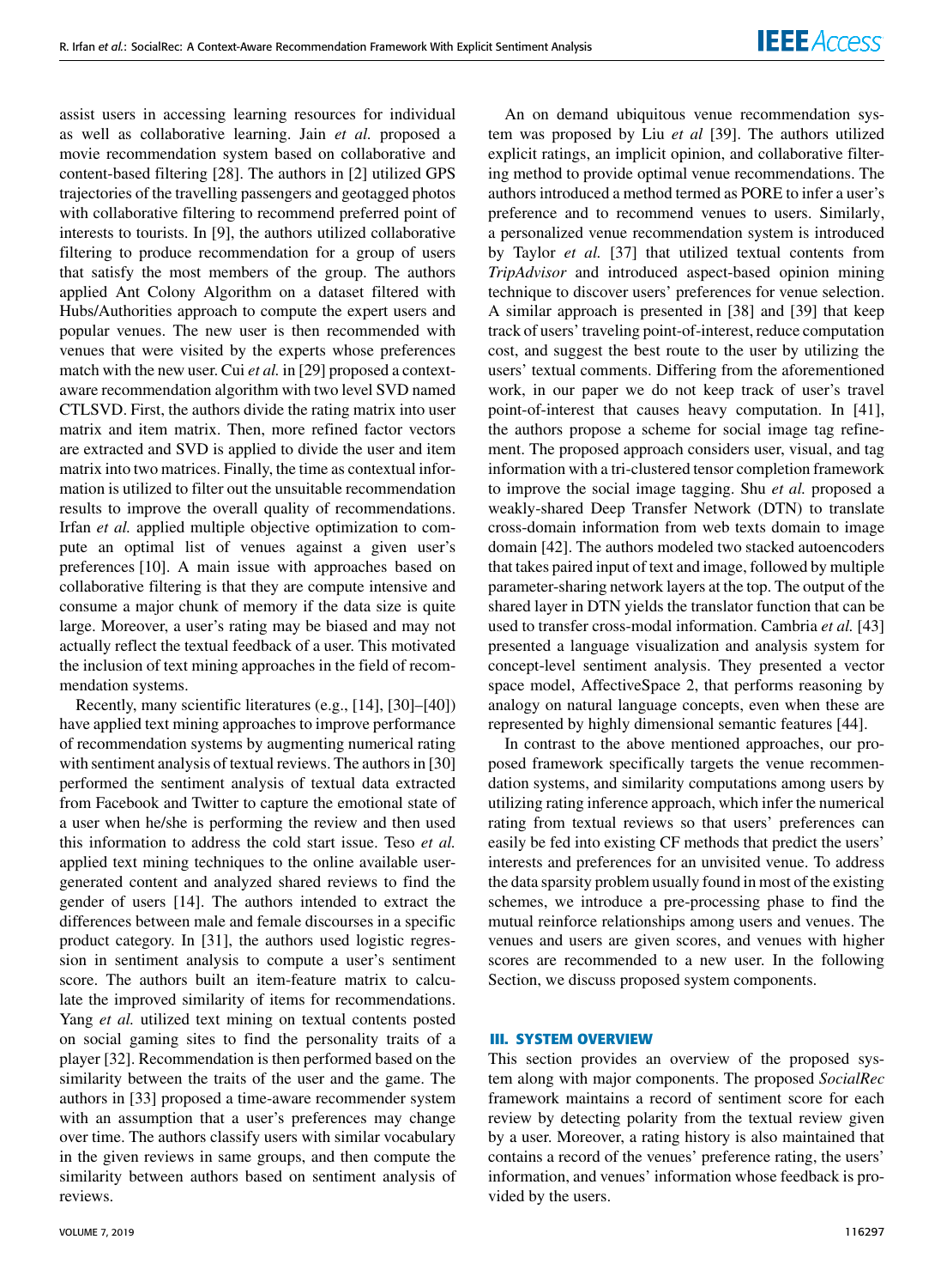assist users in accessing learning resources for individual as well as collaborative learning. Jain *et al.* proposed a movie recommendation system based on collaborative and content-based filtering [28]. The authors in [2] utilized GPS trajectories of the travelling passengers and geotagged photos with collaborative filtering to recommend preferred point of interests to tourists. In [9], the authors utilized collaborative filtering to produce recommendation for a group of users that satisfy the most members of the group. The authors applied Ant Colony Algorithm on a dataset filtered with Hubs/Authorities approach to compute the expert users and popular venues. The new user is then recommended with venues that were visited by the experts whose preferences match with the new user. Cui *et al.* in [29] proposed a context-aware recommendation algorithm with two level SVD named CTLSVD. First, the authors divide the rating matrix into user matrix and item matrix. Then, more refined factor vectors are extracted and SVD is applied to divide the user and item matrix into two matrices. Finally, the time as contextual information is utilized to filter out the unsuitable recommendation results to improve the overall quality of recommendations. Irfan *et al.* applied multiple objective optimization to compute an optimal list of venues against a given user's preferences [10]. A main issue with approaches based on collaborative filtering is that they are compute intensive and consume a major chunk of memory if the data size is quite large. Moreover, a user's rating may be biased and may not actually reflect the textual feedback of a user. This motivated the inclusion of text mining approaches in the field of recommendation systems.

Recently, many scientific literatures (e.g., [14], [30]–[40]) have applied text mining approaches to improve performance of recommendation systems by augmenting numerical rating with sentiment analysis of textual reviews. The authors in [30] performed the sentiment analysis of textual data extracted from Facebook and Twitter to capture the emotional state of a user when he/she is performing the review and then used this information to address the cold start issue. Teso *et al.* applied text mining techniques to the online available user-generated content and analyzed shared reviews to find the gender of users [14]. The authors intended to extract the differences between male and female discourses in a specific product category. In [31], the authors used logistic regression in sentiment analysis to compute a user's sentiment score. The authors built an item-feature matrix to calculate the improved similarity of items for recommendations. Yang *et al.* utilized text mining on textual contents posted on social gaming sites to find the personality traits of a player [32]. Recommendation is then performed based on the similarity between the traits of the user and the game. The authors in [33] proposed a time-aware recommender system with an assumption that a user's preferences may change over time. The authors classify users with similar vocabulary in the given reviews in same groups, and then compute the similarity between authors based on sentiment analysis of reviews.

An on demand ubiquitous venue recommendation system was proposed by Liu *et al* [39]. The authors utilized explicit ratings, an implicit opinion, and collaborative filtering method to provide optimal venue recommendations. The authors introduced a method termed as PORE to infer a user's preference and to recommend venues to users. Similarly, a personalized venue recommendation system is introduced by Taylor *et al.* [37] that utilized textual contents from *TripAdvisor* and introduced aspect-based opinion mining technique to discover users' preferences for venue selection. A similar approach is presented in [38] and [39] that keep track of users' traveling point-of-interest, reduce computation cost, and suggest the best route to the user by utilizing the users' textual comments. Differing from the aforementioned work, in our paper we do not keep track of user's travel point-of-interest that causes heavy computation. In [41], the authors propose a scheme for social image tag refinement. The proposed approach considers user, visual, and tag information with a tri-clustered tensor completion framework to improve the social image tagging. Shu *et al.* proposed a weakly-shared Deep Transfer Network (DTN) to translate cross-domain information from web texts domain to image domain [42]. The authors modeled two stacked autoencoders that takes paired input of text and image, followed by multiple parameter-sharing network layers at the top. The output of the shared layer in DTN yields the translator function that can be used to transfer cross-modal information. Cambria *et al.* [43] presented a language visualization and analysis system for concept-level sentiment analysis. They presented a vector space model, AffectiveSpace 2, that performs reasoning by analogy on natural language concepts, even when these are represented by highly dimensional semantic features [44].

In contrast to the above mentioned approaches, our proposed framework specifically targets the venue recommendation systems, and similarity computations among users by utilizing rating inference approach, which infer the numerical rating from textual reviews so that users' preferences can easily be fed into existing CF methods that predict the users' interests and preferences for an unvisited venue. To address the data sparsity problem usually found in most of the existing schemes, we introduce a pre-processing phase to find the mutual reinforce relationships among users and venues. The venues and users are given scores, and venues with higher scores are recommended to a new user. In the following Section, we discuss proposed system components.

## III. SYSTEM OVERVIEW

This section provides an overview of the proposed system along with major components. The proposed *SocialRec* framework maintains a record of sentiment score for each review by detecting polarity from the textual review given by a user. Moreover, a rating history is also maintained that contains a record of the venues' preference rating, the users' information, and venues' information whose feedback is provided by the users.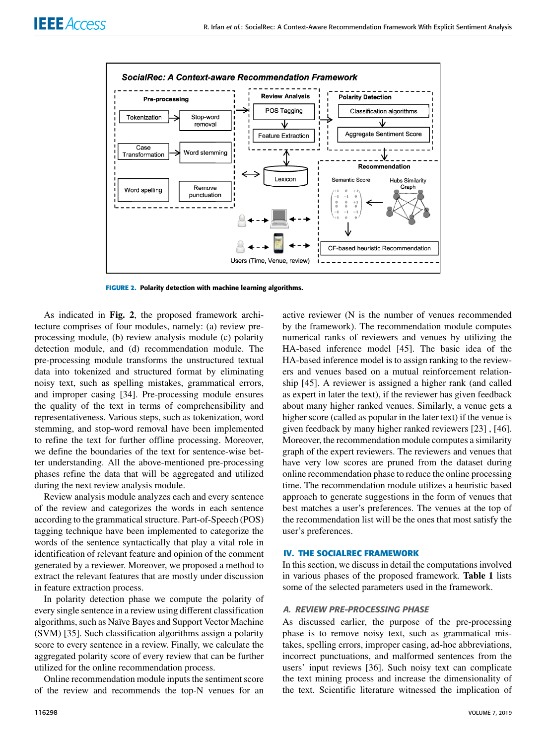SocialRec: A Context-aware Recommendation Framework

Pre-processing

Tokenization

Stop-word removal

Case Transformation

Word stemming

Word spelling

Remove punctuation

Review Analysis

POS Tagging

Feature Extraction

Polarity Detection

Classification algorithms

Aggregate Sentiment Score

Lexicon

Recommendation

Semantic Score

Hubs Similarity Graph

CF-based heuristic Recommendation

Users (Time, Venue, review)

**FIGURE 2.** Polarity detection with machine learning algorithms.

As indicated in **Fig. 2**, the proposed framework architecture comprises of four modules, namely: (a) review preprocessing module, (b) review analysis module (c) polarity detection module, and (d) recommendation module. The pre-processing module transforms the unstructured textual data into tokenized and structured format by eliminating noisy text, such as spelling mistakes, grammatical errors, and improper casing [34]. Pre-processing module ensures the quality of the text in terms of comprehensibility and representativeness. Various steps, such as tokenization, word stemming, and stop-word removal have been implemented to refine the text for further offline processing. Moreover, we define the boundaries of the text for sentence-wise better understanding. All the above-mentioned pre-processing phases refine the data that will be aggregated and utilized during the next review analysis module.

Review analysis module analyzes each and every sentence of the review and categorizes the words in each sentence according to the grammatical structure. Part-of-Speech (POS) tagging technique have been implemented to categorize the words of the sentence syntactically that play a vital role in identification of relevant feature and opinion of the comment generated by a reviewer. Moreover, we proposed a method to extract the relevant features that are mostly under discussion in feature extraction process.

In polarity detection phase we compute the polarity of every single sentence in a review using different classification algorithms, such as Naïve Bayes and Support Vector Machine (SVM) [35]. Such classification algorithms assign a polarity score to every sentence in a review. Finally, we calculate the aggregated polarity score of every review that can be further utilized for the online recommendation process.

Online recommendation module inputs the sentiment score of the review and recommends the top-N venues for an active reviewer (N is the number of venues recommended by the framework). The recommendation module computes numerical ranks of reviewers and venues by utilizing the HA-based inference model [45]. The basic idea of the HA-based inference model is to assign ranking to the reviewers and venues based on a mutual reinforcement relationship [45]. A reviewer is assigned a higher rank (and called as expert in later the text), if the reviewer has given feedback about many higher ranked venues. Similarly, a venue gets a higher score (called as popular in the later text) if the venue is given feedback by many higher ranked reviewers [23] , [46]. Moreover, the recommendation module computes a similarity graph of the expert reviewers. The reviewers and venues that have very low scores are pruned from the dataset during online recommendation phase to reduce the online processing time. The recommendation module utilizes a heuristic based approach to generate suggestions in the form of venues that best matches a user's preferences. The venues at the top of the recommendation list will be the ones that most satisfy the user's preferences.

## IV. THE SOCIALREC FRAMEWORK

In this section, we discuss in detail the computations involved in various phases of the proposed framework. **Table 1** lists some of the selected parameters used in the framework.

### A. REVIEW PRE-PROCESSING PHASE

As discussed earlier, the purpose of the pre-processing phase is to remove noisy text, such as grammatical mistakes, spelling errors, improper casing, ad-hoc abbreviations, incorrect punctuations, and malformed sentences from the users' input reviews [36]. Such noisy text can complicate the text mining process and increase the dimensionality of the text. Scientific literature witnessed the implication of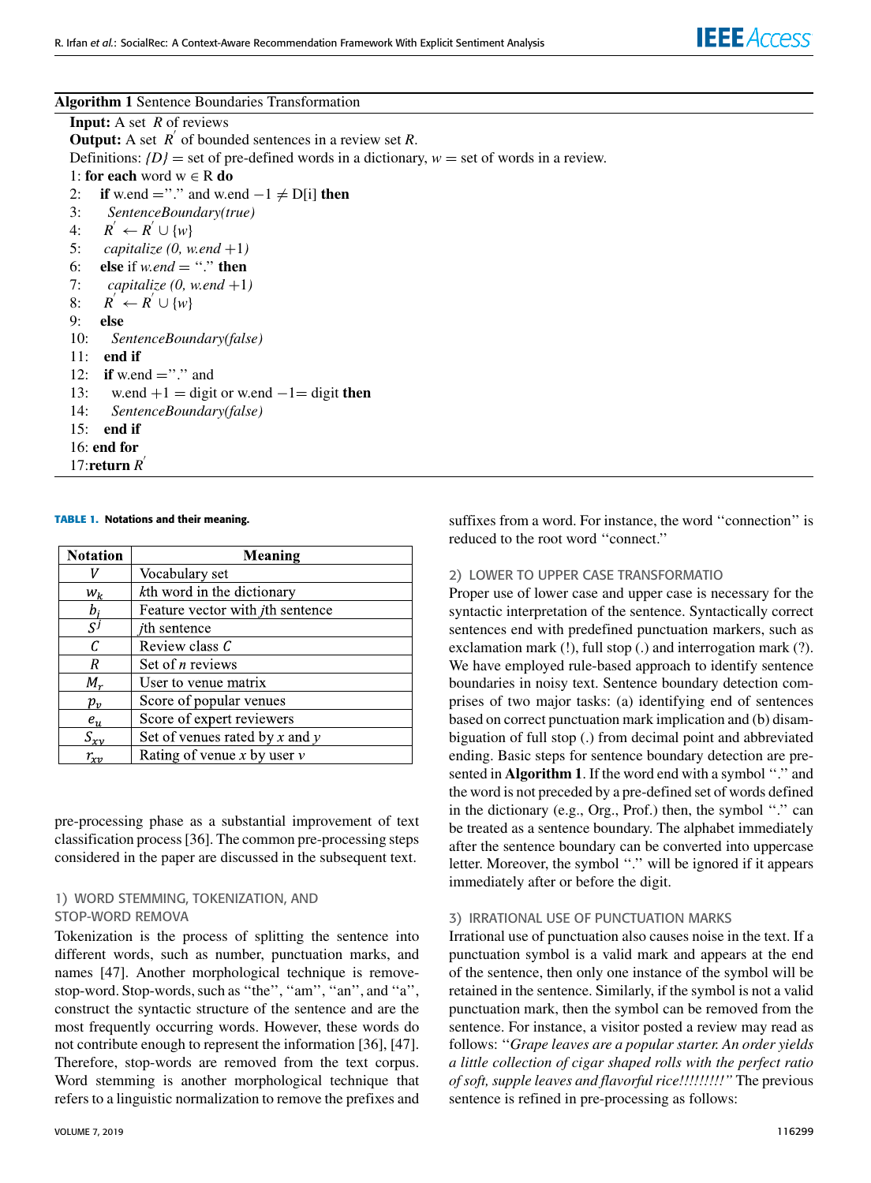**Algorithm 1** Sentence Boundaries Transformation

**Input:** A set $R$ of reviews
**Output:** A set $R'$ of bounded sentences in a review set $R$.
Definitions: *{D}* = set of pre-defined words in a dictionary, $w$ = set of words in a review.

```
1: for each word w ∈ R do
2:   if w.end = "." and w.end −1 ≠ D[i] then
3:     SentenceBoundary(true)
4:     R' ← R' ∪ {w}
5:     capitalize (0, w.end +1)
6:   else if w.end = "." then
7:     capitalize (0, w.end +1)
8:     R' ← R' ∪ {w}
9:   else
10:    SentenceBoundary(false)
11:  end if
12:  if w.end = "." and
13:    w.end +1 = digit or w.end −1= digit then
14:    SentenceBoundary(false)
15:  end if
16: end for
17: return R'
```

**TABLE 1.** Notations and their meaning.

| Notation | Meaning |
|---|---|
| $V$ | Vocabulary set |
| $w_k$ | $k$th word in the dictionary |
| $b_j$ | Feature vector with $j$th sentence |
| $S^j$ | $j$th sentence |
| $C$ | Review class $C$ |
| $R$ | Set of $n$ reviews |
| $M_r$ | User to venue matrix |
| $p_v$ | Score of popular venues |
| $e_u$ | Score of expert reviewers |
| $S_{xy}$ | Set of venues rated by $x$ and $y$ |
| $r_{xv}$ | Rating of venue $x$ by user $v$ |

pre-processing phase as a substantial improvement of text classification process [36]. The common pre-processing steps considered in the paper are discussed in the subsequent text.

#### 1) WORD STEMMING, TOKENIZATION, AND STOP-WORD REMOVA

Tokenization is the process of splitting the sentence into different words, such as number, punctuation marks, and names [47]. Another morphological technique is remove-stop-word. Stop-words, such as "the", "am", "an", and "a", construct the syntactic structure of the sentence and are the most frequently occurring words. However, these words do not contribute enough to represent the information [36], [47]. Therefore, stop-words are removed from the text corpus. Word stemming is another morphological technique that refers to a linguistic normalization to remove the prefixes and suffixes from a word. For instance, the word "connection" is reduced to the root word "connect."

#### 2) LOWER TO UPPER CASE TRANSFORMATIO

Proper use of lower case and upper case is necessary for the syntactic interpretation of the sentence. Syntactically correct sentences end with predefined punctuation markers, such as exclamation mark (!), full stop (.) and interrogation mark (?). We have employed rule-based approach to identify sentence boundaries in noisy text. Sentence boundary detection comprises of two major tasks: (a) identifying end of sentences based on correct punctuation mark implication and (b) disambiguation of full stop (.) from decimal point and abbreviated ending. Basic steps for sentence boundary detection are presented in **Algorithm 1**. If the word end with a symbol "." and the word is not preceded by a pre-defined set of words defined in the dictionary (e.g., Org., Prof.) then, the symbol "." can be treated as a sentence boundary. The alphabet immediately after the sentence boundary can be converted into uppercase letter. Moreover, the symbol "." will be ignored if it appears immediately after or before the digit.

#### 3) IRRATIONAL USE OF PUNCTUATION MARKS

Irrational use of punctuation also causes noise in the text. If a punctuation symbol is a valid mark and appears at the end of the sentence, then only one instance of the symbol will be retained in the sentence. Similarly, if the symbol is not a valid punctuation mark, then the symbol can be removed from the sentence. For instance, a visitor posted a review may read as follows: "*Grape leaves are a popular starter. An order yields a little collection of cigar shaped rolls with the perfect ratio of soft, supple leaves and flavorful rice!!!!!!!!!*" The previous sentence is refined in pre-processing as follows: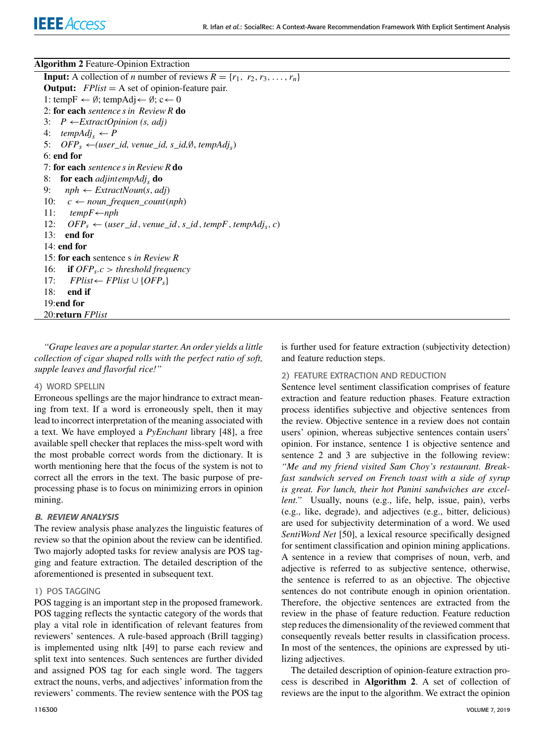**Algorithm 2** Feature-Opinion Extraction

**Input:** A collection of $n$ number of reviews $R = \{r_1, r_2, r_3, \ldots, r_n\}$
**Output:** *FPlist* = A set of opinion-feature pair.
1: tempF ← ∅; tempAdj ← ∅; c ← 0
2: **for each** *sentence s in Review R* **do**
3: $P \leftarrow ExtractOpinion\ (s, adj)$
4: $tempAdj_s \leftarrow P$
5: $OFP_s \leftarrow (user\_id, venue\_id, s\_id, \emptyset, tempAdj_s)$
6: **end for**
7: **for each** *sentence s in Review R* **do**
8: **for each** *adj in tempAdj$_s$* **do**
9: $nph \leftarrow ExtractNoun(s, adj)$
10: $c \leftarrow noun\_frequen\_count(nph)$
11: $tempF \leftarrow nph$
12: $OFP_s \leftarrow (user\_id, venue\_id, s\_id, tempF, tempAdj_s, c)$
13: **end for**
14: **end for**
15: **for each** sentence s *in Review R*
16: **if** $OFP_s.c >$ *threshold frequency*
17: $FPlist \leftarrow FPlist \cup \{OFP_s\}$
18: **end if**
19: **end for**
20: **return** *FPlist*

*"Grape leaves are a popular starter. An order yields a little collection of cigar shaped rolls with the perfect ratio of soft, supple leaves and flavorful rice!"*

#### 4) WORD SPELLIN

Erroneous spellings are the major hindrance to extract meaning from text. If a word is erroneously spelt, then it may lead to incorrect interpretation of the meaning associated with a text. We have employed a *PyEnchant* library [48], a free available spell checker that replaces the miss-spelt word with the most probable correct words from the dictionary. It is worth mentioning here that the focus of the system is not to correct all the errors in the text. The basic purpose of pre-processing phase is to focus on minimizing errors in opinion mining.

### B. REVIEW ANALYSIS

The review analysis phase analyzes the linguistic features of review so that the opinion about the review can be identified. Two majorly adopted tasks for review analysis are POS tagging and feature extraction. The detailed description of the aforementioned is presented in subsequent text.

#### 1) POS TAGGING

POS tagging is an important step in the proposed framework. POS tagging reflects the syntactic category of the words that play a vital role in identification of relevant features from reviewers' sentences. A rule-based approach (Brill tagging) is implemented using nltk [49] to parse each review and split text into sentences. Such sentences are further divided and assigned POS tag for each single word. The taggers extract the nouns, verbs, and adjectives' information from the reviewers' comments. The review sentence with the POS tag is further used for feature extraction (subjectivity detection) and feature reduction steps.

#### 2) FEATURE EXTRACTION AND REDUCTION

Sentence level sentiment classification comprises of feature extraction and feature reduction phases. Feature extraction process identifies subjective and objective sentences from the review. Objective sentence in a review does not contain users' opinion, whereas subjective sentences contain users' opinion. For instance, sentence 1 is objective sentence and sentence 2 and 3 are subjective in the following review: *"Me and my friend visited Sam Choy's restaurant. Breakfast sandwich served on French toast with a side of syrup is great. For lunch, their hot Panini sandwiches are excellent."* Usually, nouns (e.g., life, help, issue, pain), verbs (e.g., like, degrade), and adjectives (e.g., bitter, delicious) are used for subjectivity determination of a word. We used *SentiWord Net* [50], a lexical resource specifically designed for sentiment classification and opinion mining applications. A sentence in a review that comprises of noun, verb, and adjective is referred to as subjective sentence, otherwise, the sentence is referred to as an objective. The objective sentences do not contribute enough in opinion orientation. Therefore, the objective sentences are extracted from the review in the phase of feature reduction. Feature reduction step reduces the dimensionality of the reviewed comment that consequently reveals better results in classification process. In most of the sentences, the opinions are expressed by utilizing adjectives.

The detailed description of opinion-feature extraction process is described in **Algorithm 2**. A set of collection of reviews are the input to the algorithm. We extract the opinion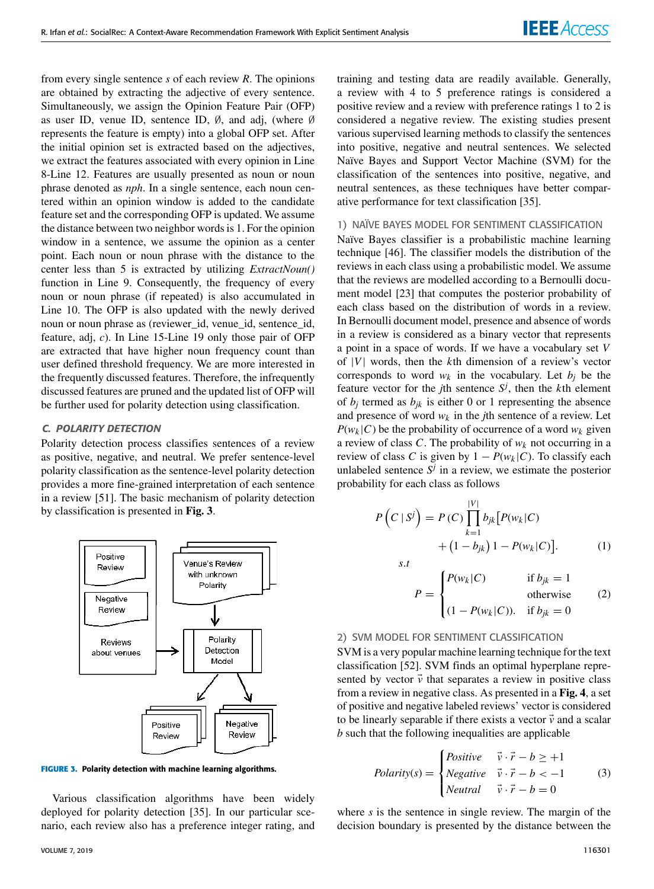from every single sentence $s$ of each review $R$. The opinions are obtained by extracting the adjective of every sentence. Simultaneously, we assign the Opinion Feature Pair (OFP) as user ID, venue ID, sentence ID, ∅, and adj, (where ∅ represents the feature is empty) into a global OFP set. After the initial opinion set is extracted based on the adjectives, we extract the features associated with every opinion in Line 8-Line 12. Features are usually presented as noun or noun phrase denoted as *nph*. In a single sentence, each noun centered within an opinion window is added to the candidate feature set and the corresponding OFP is updated. We assume the distance between two neighbor words is 1. For the opinion window in a sentence, we assume the opinion as a center point. Each noun or noun phrase with the distance to the center less than 5 is extracted by utilizing *ExtractNoun()* function in Line 9. Consequently, the frequency of every noun or noun phrase (if repeated) is also accumulated in Line 10. The OFP is also updated with the newly derived noun or noun phrase as (reviewer_id, venue_id, sentence_id, feature, adj, $c$). In Line 15-Line 19 only those pair of OFP are extracted that have higher noun frequency count than user defined threshold frequency. We are more interested in the frequently discussed features. Therefore, the infrequently discussed features are pruned and the updated list of OFP will be further used for polarity detection using classification.

### C. POLARITY DETECTION

Polarity detection process classifies sentences of a review as positive, negative, and neutral. We prefer sentence-level polarity classification as the sentence-level polarity detection provides a more fine-grained interpretation of each sentence in a review [51]. The basic mechanism of polarity detection by classification is presented in **Fig. 3**.

Positive Review
Negative Review
Reviews about venues
Venue's Review with unknown Polarity
Polarity Detection Model
Positive Review
Negative Review

**FIGURE 3. Polarity detection with machine learning algorithms.**

Various classification algorithms have been widely deployed for polarity detection [35]. In our particular scenario, each review also has a preference integer rating, and training and testing data are readily available. Generally, a review with 4 to 5 preference ratings is considered a positive review and a review with preference ratings 1 to 2 is considered a negative review. The existing studies present various supervised learning methods to classify the sentences into positive, negative and neutral sentences. We selected Naïve Bayes and Support Vector Machine (SVM) for the classification of the sentences into positive, negative, and neutral sentences, as these techniques have better comparative performance for text classification [35].

#### 1) NAÏVE BAYES MODEL FOR SENTIMENT CLASSIFICATION

Naïve Bayes classifier is a probabilistic machine learning technique [46]. The classifier models the distribution of the reviews in each class using a probabilistic model. We assume that the reviews are modelled according to a Bernoulli document model [23] that computes the posterior probability of each class based on the distribution of words in a review. In Bernoulli document model, presence and absence of words in a review is considered as a binary vector that represents a point in a space of words. If we have a vocabulary set $V$ of $|V|$ words, then the $k$th dimension of a review's vector corresponds to word $w_k$ in the vocabulary. Let $b_j$ be the feature vector for the $j$th sentence $S^j$, then the $k$th element of $b_j$ termed as $b_{jk}$ is either 0 or 1 representing the absence and presence of word $w_k$ in the $j$th sentence of a review. Let $P(w_k|C)$ be the probability of occurrence of a word $w_k$ given a review of class $C$. The probability of $w_k$ not occurring in a review of class $C$ is given by $1 - P(w_k|C)$. To classify each unlabeled sentence $S^j$ in a review, we estimate the posterior probability for each class as follows

$$P\left(C \mid S^j\right) = P(C) \prod_{k=1}^{|V|} b_{jk}\left[P(w_k|C) + \left(1 - b_{jk}\right) 1 - P(w_k|C)\right]. \tag{1}$$

s.t

$$P = \begin{cases} P(w_k|C) & \text{if } b_{jk} = 1 \\ & \text{otherwise} \\ (1 - P(w_k|C)). & \text{if } b_{jk} = 0 \end{cases} \tag{2}$$

#### 2) SVM MODEL FOR SENTIMENT CLASSIFICATION

SVM is a very popular machine learning technique for the text classification [52]. SVM finds an optimal hyperplane represented by vector $\vec{v}$ that separates a review in positive class from a review in negative class. As presented in a **Fig. 4**, a set of positive and negative labeled reviews' vector is considered to be linearly separable if there exists a vector $\vec{v}$ and a scalar $b$ such that the following inequalities are applicable

$$Polarity(s) = \begin{cases} Positive & \vec{v} \cdot \vec{r} - b \geq +1 \\ Negative & \vec{v} \cdot \vec{r} - b < -1 \\ Neutral & \vec{v} \cdot \vec{r} - b = 0 \end{cases} \tag{3}$$

where $s$ is the sentence in single review. The margin of the decision boundary is presented by the distance between the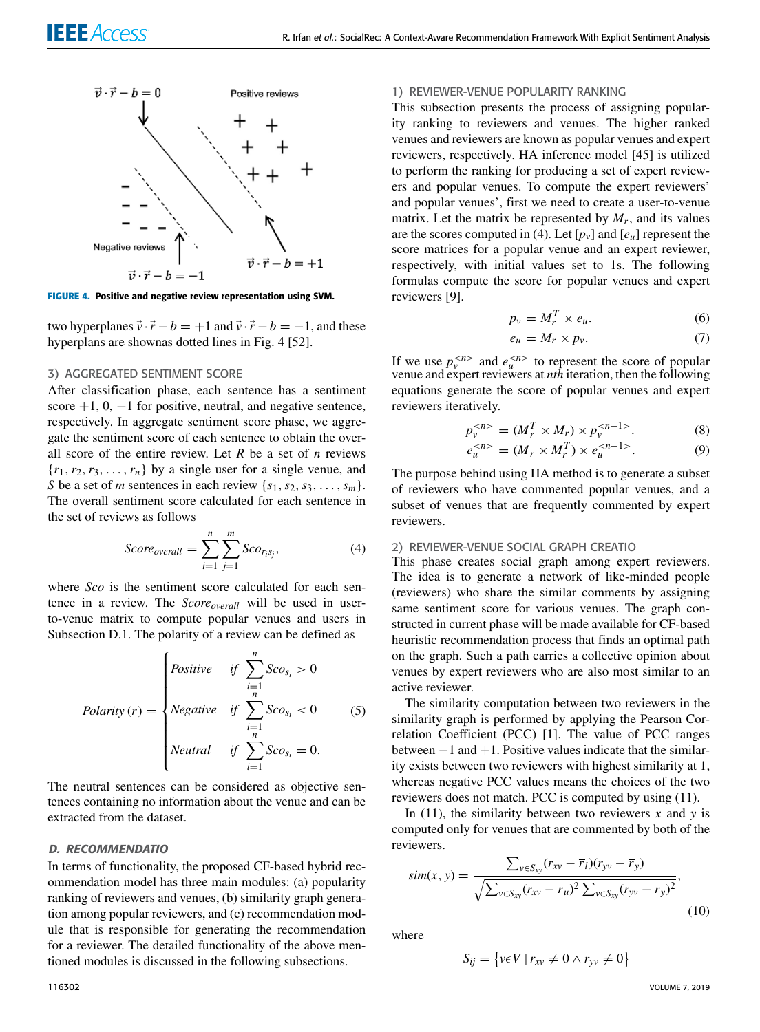FIGURE 4. Positive and negative review representation using SVM.

two hyperplanes $\vec{v} \cdot \vec{r} - b = +1$ and $\vec{v} \cdot \vec{r} - b = -1$, and these hyperplans are shownas dotted lines in Fig. 4 [52].

### 3) AGGREGATED SENTIMENT SCORE

After classification phase, each sentence has a sentiment score +1, 0, −1 for positive, neutral, and negative sentence, respectively. In aggregate sentiment score phase, we aggregate the sentiment score of each sentence to obtain the overall score of the entire review. Let $R$ be a set of $n$ reviews $\{r_1, r_2, r_3, \ldots, r_n\}$ by a single user for a single venue, and $S$ be a set of $m$ sentences in each review $\{s_1, s_2, s_3, \ldots, s_m\}$. The overall sentiment score calculated for each sentence in the set of reviews as follows

$$Score_{overall} = \sum_{i=1}^{n} \sum_{j=1}^{m} Sco_{r_i s_j}, \tag{4}$$

where $Sco$ is the sentiment score calculated for each sentence in a review. The $Score_{overall}$ will be used in user-to-venue matrix to compute popular venues and users in Subsection D.1. The polarity of a review can be defined as

$$Polarity\,(r) = \begin{cases} Positive & if \ \sum_{i=1}^{n} Sco_{s_i} > 0 \\ Negative & if \ \sum_{i=1}^{n} Sco_{s_i} < 0 \\ Neutral & if \ \sum_{i=1}^{n} Sco_{s_i} = 0. \end{cases} \tag{5}$$

The neutral sentences can be considered as objective sentences containing no information about the venue and can be extracted from the dataset.

## D. RECOMMENDATIO

In terms of functionality, the proposed CF-based hybrid recommendation model has three main modules: (a) popularity ranking of reviewers and venues, (b) similarity graph generation among popular reviewers, and (c) recommendation module that is responsible for generating the recommendation for a reviewer. The detailed functionality of the above mentioned modules is discussed in the following subsections.

### 1) REVIEWER-VENUE POPULARITY RANKING

This subsection presents the process of assigning popularity ranking to reviewers and venues. The higher ranked venues and reviewers are known as popular venues and expert reviewers, respectively. HA inference model [45] is utilized to perform the ranking for producing a set of expert reviewers and popular venues. To compute the expert reviewers' and popular venues', first we need to create a user-to-venue matrix. Let the matrix be represented by $M_r$, and its values are the scores computed in (4). Let $[p_v]$ and $[e_u]$ represent the score matrices for a popular venue and an expert reviewer, respectively, with initial values set to 1s. The following formulas compute the score for popular venues and expert reviewers [9].

$$p_v = M_r^T \times e_u. \tag{6}$$

$$e_u = M_r \times p_v. \tag{7}$$

If we use $p_v^{<n>}$ and $e_u^{<n>}$ to represent the score of popular venue and expert reviewers at *nth* iteration, then the following equations generate the score of popular venues and expert reviewers iteratively.

$$p_v^{<n>} = (M_r^T \times M_r) \times p_v^{<n-1>}. \tag{8}$$

$$e_u^{<n>} = (M_r \times M_r^T) \times e_u^{<n-1>}. \tag{9}$$

The purpose behind using HA method is to generate a subset of reviewers who have commented popular venues, and a subset of venues that are frequently commented by expert reviewers.

### 2) REVIEWER-VENUE SOCIAL GRAPH CREATIO

This phase creates social graph among expert reviewers. The idea is to generate a network of like-minded people (reviewers) who share the similar comments by assigning same sentiment score for various venues. The graph constructed in current phase will be made available for CF-based heuristic recommendation process that finds an optimal path on the graph. Such a path carries a collective opinion about venues by expert reviewers who are also most similar to an active reviewer.

The similarity computation between two reviewers in the similarity graph is performed by applying the Pearson Correlation Coefficient (PCC) [1]. The value of PCC ranges between −1 and +1. Positive values indicate that the similarity exists between two reviewers with highest similarity at 1, whereas negative PCC values means the choices of the two reviewers does not match. PCC is computed by using (11).

In (11), the similarity between two reviewers $x$ and $y$ is computed only for venues that are commented by both of the reviewers.

$$sim(x, y) = \frac{\sum_{v \in S_{xy}} (r_{xv} - \bar{r}_l)(r_{yv} - \bar{r}_y)}{\sqrt{\sum_{v \in S_{xy}} (r_{xv} - \bar{r}_u)^2 \sum_{v \in S_{xy}} (r_{yv} - \bar{r}_y)^2}}, \tag{10}$$

where

$$S_{ij} = \{v \epsilon V \mid r_{xv} \neq 0 \wedge r_{yv} \neq 0\}$$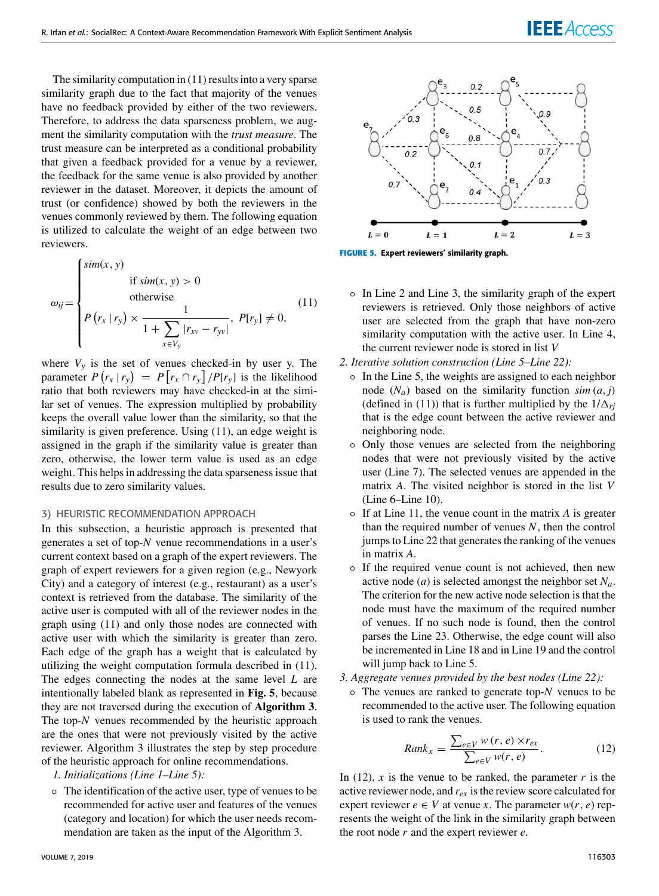The similarity computation in (11) results into a very sparse similarity graph due to the fact that majority of the venues have no feedback provided by either of the two reviewers. Therefore, to address the data sparseness problem, we augment the similarity computation with the *trust measure*. The trust measure can be interpreted as a conditional probability that given a feedback provided for a venue by a reviewer, the feedback for the same venue is also provided by another reviewer in the dataset. Moreover, it depicts the amount of trust (or confidence) showed by both the reviewers in the venues commonly reviewed by them. The following equation is utilized to calculate the weight of an edge between two reviewers.

$$\omega_{ij} = \begin{cases} sim(x, y) \\ \quad \text{if } sim(x, y) > 0 \\ \quad \text{otherwise} \\ P\left(r_x \mid r_y\right) \times \dfrac{1}{1 + \sum\limits_{x \in V_y} \left|r_{xv} - r_{yv}\right|}, \; P[r_y] \neq 0, \end{cases} \tag{11}$$

where $V_y$ is the set of venues checked-in by user y. The parameter $P\left(r_x \mid r_y\right) = P\left[r_x \cap r_y\right]/P[r_y]$ is the likelihood ratio that both reviewers may have checked-in at the similar set of venues. The expression multiplied by probability keeps the overall value lower than the similarity, so that the similarity is given preference. Using (11), an edge weight is assigned in the graph if the similarity value is greater than zero, otherwise, the lower term value is used as an edge weight. This helps in addressing the data sparseness issue that results due to zero similarity values.

### 3) HEURISTIC RECOMMENDATION APPROACH

In this subsection, a heuristic approach is presented that generates a set of top-*N* venue recommendations in a user's current context based on a graph of the expert reviewers. The graph of expert reviewers for a given region (e.g., Newyork City) and a category of interest (e.g., restaurant) as a user's context is retrieved from the database. The similarity of the active user is computed with all of the reviewer nodes in the graph using (11) and only those nodes are connected with active user with which the similarity is greater than zero. Each edge of the graph has a weight that is calculated by utilizing the weight computation formula described in (11). The edges connecting the nodes at the same level $L$ are intentionally labeled blank as represented in **Fig. 5**, because they are not traversed during the execution of **Algorithm 3**. The top-*N* venues recommended by the heuristic approach are the ones that were not previously visited by the active reviewer. Algorithm 3 illustrates the step by step procedure of the heuristic approach for online recommendations.

*1. Initializations (Line 1–Line 5):*

- The identification of the active user, type of venues to be recommended for active user and features of the venues (category and location) for which the user needs recommendation are taken as the input of the Algorithm 3.

e3 0.2 e5
0.3 0.5 0.9
e7 e6 0.8 e4
0.2 0.7
0.1
0.7 e2 0.4 e1 0.3
L = 0 L = 1 L = 2 L = 3

**FIGURE 5. Expert reviewers' similarity graph.**

- In Line 2 and Line 3, the similarity graph of the expert reviewers is retrieved. Only those neighbors of active user are selected from the graph that have non-zero similarity computation with the active user. In Line 4, the current reviewer node is stored in list $V$

*2. Iterative solution construction (Line 5–Line 22):*

- In the Line 5, the weights are assigned to each neighbor node ($N_a$) based on the similarity function $sim\,(a, j)$ (defined in (11)) that is further multiplied by the $1/\Delta_{rj}$ that is the edge count between the active reviewer and neighboring node.
- Only those venues are selected from the neighboring nodes that were not previously visited by the active user. The selected venues are appended in the matrix $A$. The visited neighbor is stored in the list $V$ (Line 6–Line 10).
- If at Line 11, the venue count in the matrix $A$ is greater than the required number of venues $N$, then the control jumps to Line 22 that generates the ranking of the venues in matrix $A$.
- If the required venue count is not achieved, then new active node ($a$) is selected amongst the neighbor set $N_a$. The criterion for the new active node selection is that the node must have the maximum of the required number of venues. If no such node is found, then the control parses the Line 23. Otherwise, the edge count will also be incremented in Line 18 and in Line 19 and the control will jump back to Line 5.

*3. Aggregate venues provided by the best nodes (Line 22):*

- The venues are ranked to generate top-*N* venues to be recommended to the active user. The following equation is used to rank the venues.

$$Rank_x = \frac{\sum_{e \in V} w\,(r, e) \times r_{ex}}{\sum_{e \in V} w(r, e)}. \tag{12}$$

In (12), $x$ is the venue to be ranked, the parameter $r$ is the active reviewer node, and $r_{ex}$ is the review score calculated for expert reviewer $e \in V$ at venue $x$. The parameter $w(r, e)$ represents the weight of the link in the similarity graph between the root node $r$ and the expert reviewer $e$.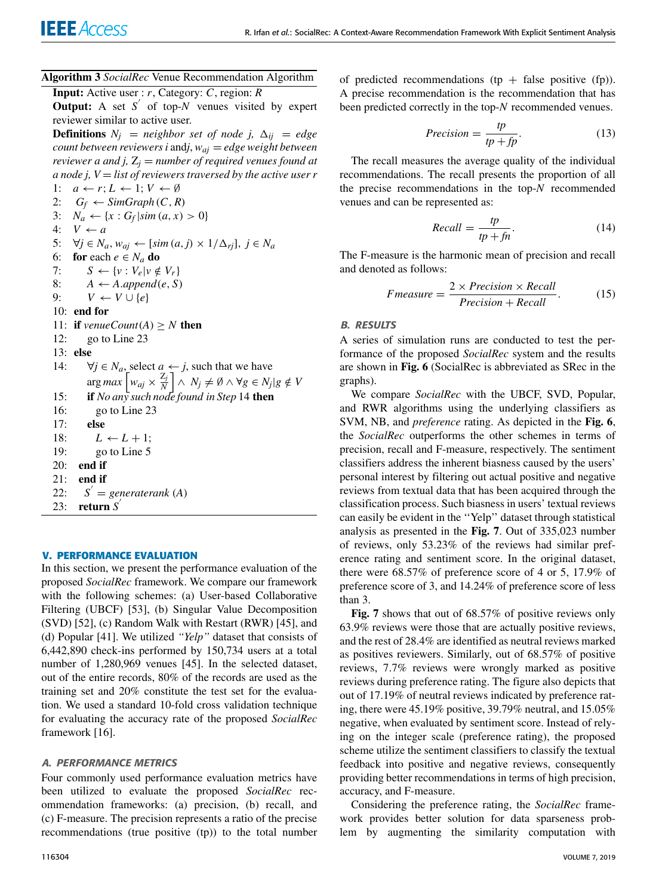**Algorithm 3** *SocialRec* Venue Recommendation Algorithm

**Input:** Active user : $r$, Category: $C$, region: $R$

**Output:** A set $S'$ of top-$N$ venues visited by expert reviewer similar to active user.

**Definitions** *$N_j$ = neighbor set of node $j$, $\Delta_{ij}$ = edge count between reviewers $i$ and $j$, $w_{aj}$ = edge weight between reviewer $a$ and $j$, $Z_j$ = number of required venues found at a node $j$, $V$ = list of reviewers traversed by the active user $r$*

1: $a \leftarrow r; L \leftarrow 1; V \leftarrow \emptyset$
2: $G_f \leftarrow SimGraph(C, R)$
3: $N_a \leftarrow \{x : G_f | sim(a, x) > 0\}$
4: $V \leftarrow a$
5: $\forall j \in N_a, w_{aj} \leftarrow [sim(a, j) \times 1/\Delta_{rj}],\ j \in N_a$
6: **for** each $e \in N_a$ **do**
7: $\quad S \leftarrow \{v : V_e | v \notin V_r\}$
8: $\quad A \leftarrow A.append(e, S)$
9: $\quad V \leftarrow V \cup \{e\}$
10: **end for**
11: **if** $venueCount(A) \geq N$ **then**
12: $\quad$ go to Line 23
13: **else**
14: $\quad \forall j \in N_a$, select $a \leftarrow j$, such that we have $\arg max \left[w_{aj} \times \frac{Z_j}{N}\right] \wedge N_j \neq \emptyset \wedge \forall g \in N_j | g \notin V$
15: $\quad$ **if** *No any such node found in Step* 14 **then**
16: $\quad\quad$ go to Line 23
17: $\quad$ **else**
18: $\quad\quad L \leftarrow L + 1;$
19: $\quad\quad$ go to Line 5
20: $\quad$ **end if**
21: **end if**
22: $\quad S' = generaterank(A)$
23: **return** $S'$

## V. PERFORMANCE EVALUATION

In this section, we present the performance evaluation of the proposed *SocialRec* framework. We compare our framework with the following schemes: (a) User-based Collaborative Filtering (UBCF) [53], (b) Singular Value Decomposition (SVD) [52], (c) Random Walk with Restart (RWR) [45], and (d) Popular [41]. We utilized *"Yelp"* dataset that consists of 6,442,890 check-ins performed by 150,734 users at a total number of 1,280,969 venues [45]. In the selected dataset, out of the entire records, 80% of the records are used as the training set and 20% constitute the test set for the evaluation. We used a standard 10-fold cross validation technique for evaluating the accuracy rate of the proposed *SocialRec* framework [16].

### A. PERFORMANCE METRICS

Four commonly used performance evaluation metrics have been utilized to evaluate the proposed *SocialRec* recommendation frameworks: (a) precision, (b) recall, and (c) F-measure. The precision represents a ratio of the precise recommendations (true positive (tp)) to the total number of predicted recommendations (tp + false positive (fp)). A precise recommendation is the recommendation that has been predicted correctly in the top-$N$ recommended venues.

$$Precision = \frac{tp}{tp + fp}. \tag{13}$$

The recall measures the average quality of the individual recommendations. The recall presents the proportion of all the precise recommendations in the top-$N$ recommended venues and can be represented as:

$$Recall = \frac{tp}{tp + fn}. \tag{14}$$

The F-measure is the harmonic mean of precision and recall and denoted as follows:

$$Fmeasure = \frac{2 \times Precision \times Recall}{Precision + Recall}. \tag{15}$$

### B. RESULTS

A series of simulation runs are conducted to test the performance of the proposed *SocialRec* system and the results are shown in **Fig. 6** (SocialRec is abbreviated as SRec in the graphs).

We compare *SocialRec* with the UBCF, SVD, Popular, and RWR algorithms using the underlying classifiers as SVM, NB, and *preference* rating. As depicted in the **Fig. 6**, the *SocialRec* outperforms the other schemes in terms of precision, recall and F-measure, respectively. The sentiment classifiers address the inherent biasness caused by the users' personal interest by filtering out actual positive and negative reviews from textual data that has been acquired through the classification process. Such biasness in users' textual reviews can easily be evident in the "Yelp" dataset through statistical analysis as presented in the **Fig. 7**. Out of 335,023 number of reviews, only 53.23% of the reviews had similar preference rating and sentiment score. In the original dataset, there were 68.57% of preference score of 4 or 5, 17.9% of preference score of 3, and 14.24% of preference score of less than 3.

**Fig. 7** shows that out of 68.57% of positive reviews only 63.9% reviews were those that are actually positive reviews, and the rest of 28.4% are identified as neutral reviews marked as positives reviewers. Similarly, out of 68.57% of positive reviews, 7.7% reviews were wrongly marked as positive reviews during preference rating. The figure also depicts that out of 17.19% of neutral reviews indicated by preference rating, there were 45.19% positive, 39.79% neutral, and 15.05% negative, when evaluated by sentiment score. Instead of relying on the integer scale (preference rating), the proposed scheme utilize the sentiment classifiers to classify the textual feedback into positive and negative reviews, consequently providing better recommendations in terms of high precision, accuracy, and F-measure.

Considering the preference rating, the *SocialRec* framework provides better solution for data sparseness problem by augmenting the similarity computation with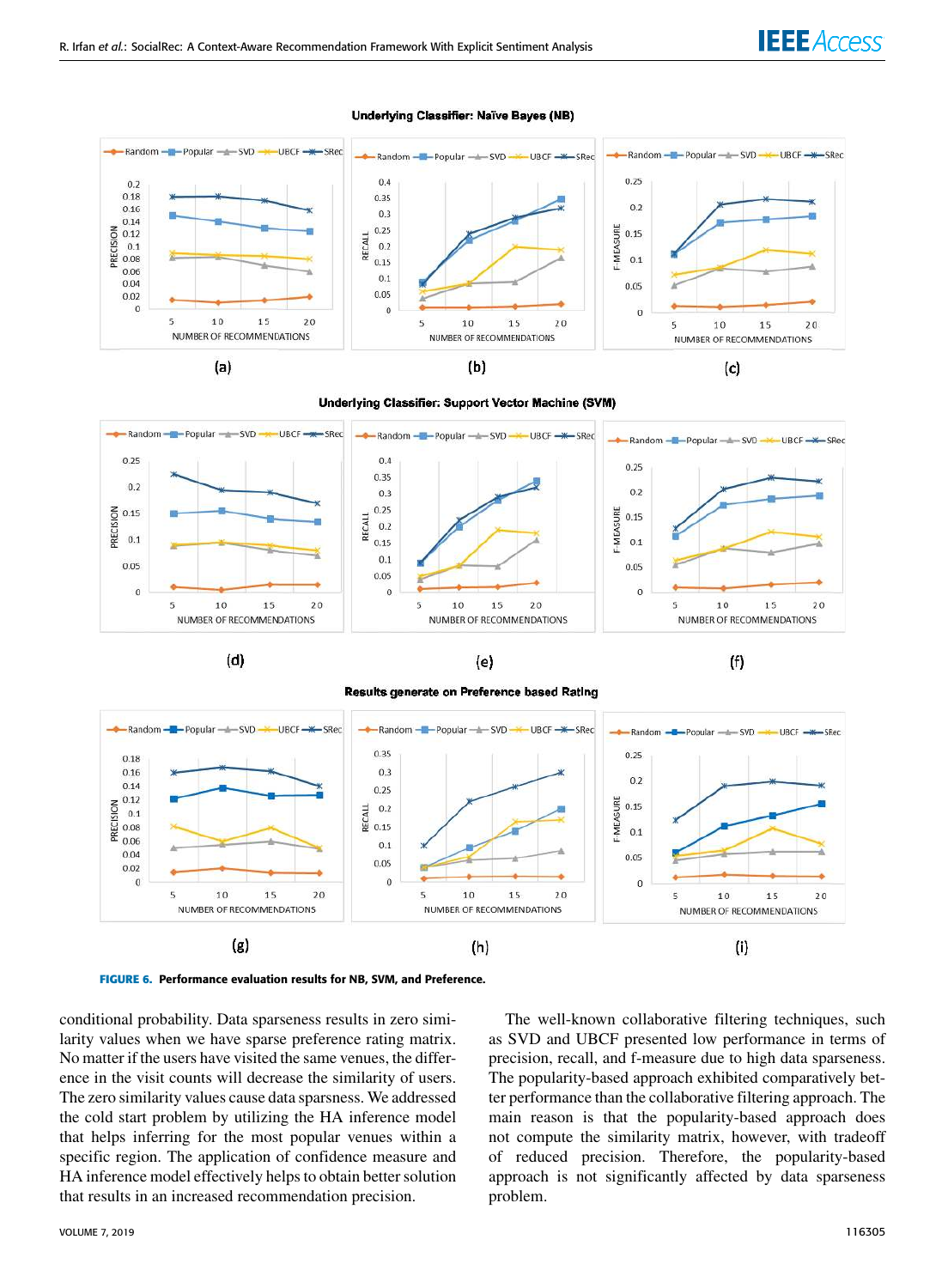Underlying Classifier: Naïve Bayes (NB)

Random Popular SVD UBCF SRec

PRECISION

0.2
0.18
0.16
0.14
0.12
0.1
0.08
0.06
0.04
0.02
0

5 10 15 20

NUMBER OF RECOMMENDATIONS

(a)

Random Popular SVD UBCF SRec

RECALL

0.4
0.35
0.3
0.25
0.2
0.15
0.1
0.05
0

5 10 15 20

NUMBER OF RECOMMENDATIONS

(b)

Random Popular SVD UBCF SRec

F-MEASURE

0.25
0.2
0.15
0.1
0.05
0

5 10 15 20

NUMBER OF RECOMMENDATIONS

(c)

Underlying Classifier: Support Vector Machine (SVM)

Random Popular SVD UBCF SRec

PRECISION

0.25
0.2
0.15
0.1
0.05
0

5 10 15 20

NUMBER OF RECOMMENDATIONS

(d)

Random Popular SVD UBCF SRec

RECALL

0.4
0.35
0.3
0.25
0.2
0.15
0.1
0.05
0

5 10 15 20

NUMBER OF RECOMMENDATIONS

(e)

Random Popular SVD UBCF SRec

F-MEASURE

0.25
0.2
0.15
0.1
0.05
0

5 10 15 20

NUMBER OF RECOMMENDATIONS

(f)

Results generate on Preference based Rating

Random Popular SVD UBCF SRec

PRECISION

0.18
0.16
0.14
0.12
0.1
0.08
0.06
0.04
0.02
0

5 10 15 20

NUMBER OF RECOMMENDATIONS

(g)

Random Popular SVD UBCF SRec

RECALL

0.35
0.3
0.25
0.2
0.15
0.1
0.05
0

5 10 15 20

NUMBER OF RECOMMENDATIONS

(h)

Random Popular SVD UBCF SRec

F-MEASURE

0.25
0.2
0.15
0.1
0.05
0

5 10 15 20

NUMBER OF RECOMMENDATIONS

(i)

**FIGURE 6.** Performance evaluation results for NB, SVM, and Preference.

conditional probability. Data sparseness results in zero similarity values when we have sparse preference rating matrix. No matter if the users have visited the same venues, the difference in the visit counts will decrease the similarity of users. The zero similarity values cause data sparsness. We addressed the cold start problem by utilizing the HA inference model that helps inferring for the most popular venues within a specific region. The application of confidence measure and HA inference model effectively helps to obtain better solution that results in an increased recommendation precision.

The well-known collaborative filtering techniques, such as SVD and UBCF presented low performance in terms of precision, recall, and f-measure due to high data sparseness. The popularity-based approach exhibited comparatively better performance than the collaborative filtering approach. The main reason is that the popularity-based approach does not compute the similarity matrix, however, with tradeoff of reduced precision. Therefore, the popularity-based approach is not significantly affected by data sparseness problem.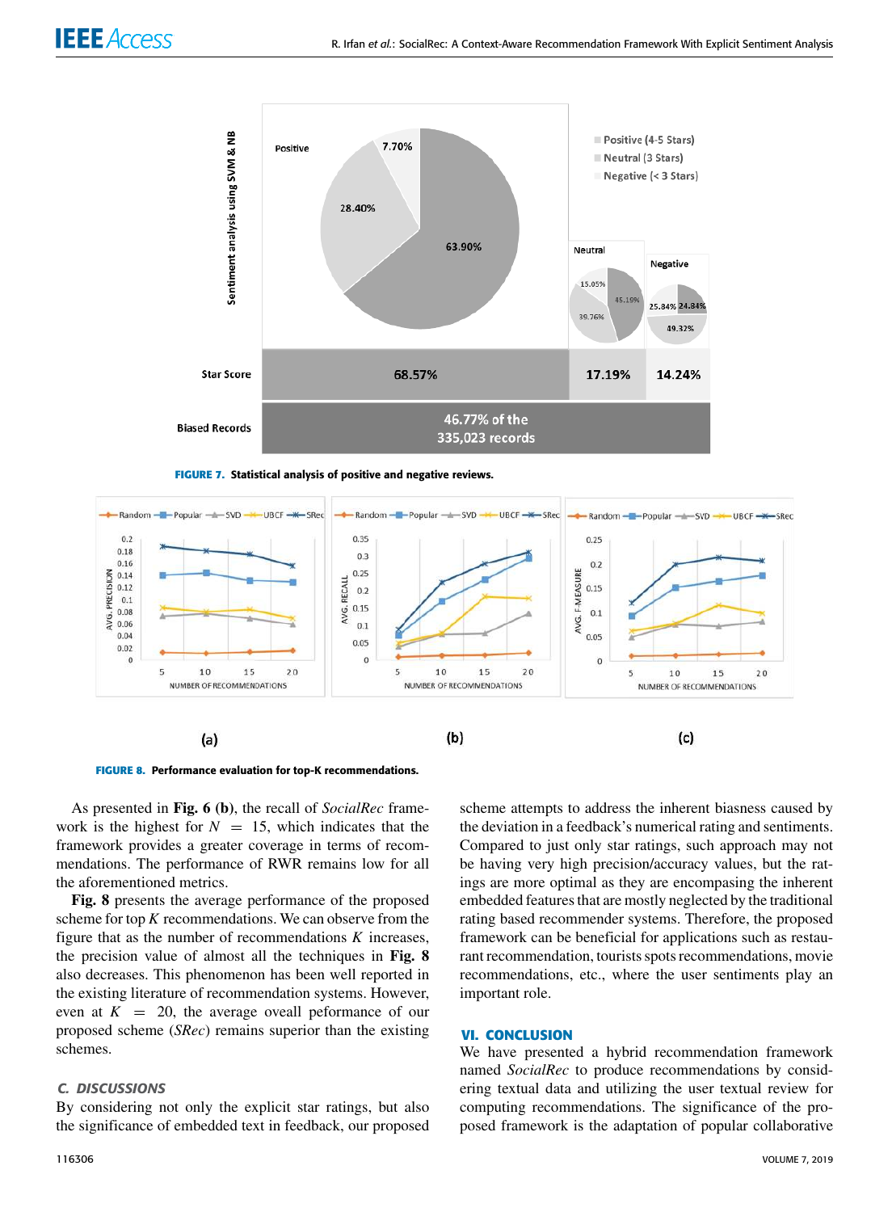Sentiment analysis using SVM & NB

Positive

7.70%

28.40%

63.90%

Positive (4-5 Stars)

Neutral (3 Stars)

Negative (< 3 Stars)

Neutral

15.05%

45.19%

39.76%

Negative

25.84%

24.84%

49.32%

Star Score

68.57%

17.19%

14.24%

Biased Records

46.77% of the 335,023 records

**FIGURE 7.** Statistical analysis of positive and negative reviews.

Random Popular SVD UBCF SRec

0.2
0.18
0.16
0.14
0.12
0.1
0.08
0.06
0.04
0.02
0

AVG. PRECISION

5 10 15 20

NUMBER OF RECOMMENDATIONS

(a)

Random Popular SVD UBCF SRec

0.35
0.3
0.25
0.2
0.15
0.1
0.05
0

AVG. RECALL

5 10 15 20

NUMBER OF RECOMMENDATIONS

(b)

Random Popular SVD UBCF SRec

0.25
0.2
0.15
0.1
0.05
0

AVG. F-MEASURE

5 10 15 20

NUMBER OF RECOMMENDATIONS

(c)

**FIGURE 8.** Performance evaluation for top-K recommendations.

As presented in **Fig. 6 (b)**, the recall of *SocialRec* framework is the highest for $N = 15$, which indicates that the framework provides a greater coverage in terms of recommendations. The performance of RWR remains low for all the aforementioned metrics.

**Fig. 8** presents the average performance of the proposed scheme for top $K$ recommendations. We can observe from the figure that as the number of recommendations $K$ increases, the precision value of almost all the techniques in **Fig. 8** also decreases. This phenomenon has been well reported in the existing literature of recommendation systems. However, even at $K = 20$, the average oveall peformance of our proposed scheme (*SRec*) remains superior than the existing schemes.

### C. DISCUSSIONS

By considering not only the explicit star ratings, but also the significance of embedded text in feedback, our proposed scheme attempts to address the inherent biasness caused by the deviation in a feedback's numerical rating and sentiments. Compared to just only star ratings, such approach may not be having very high precision/accuracy values, but the ratings are more optimal as they are encompasing the inherent embedded features that are mostly neglected by the traditional rating based recommender systems. Therefore, the proposed framework can be beneficial for applications such as restaurant recommendation, tourists spots recommendations, movie recommendations, etc., where the user sentiments play an important role.

## VI. CONCLUSION

We have presented a hybrid recommendation framework named *SocialRec* to produce recommendations by considering textual data and utilizing the user textual review for computing recommendations. The significance of the proposed framework is the adaptation of popular collaborative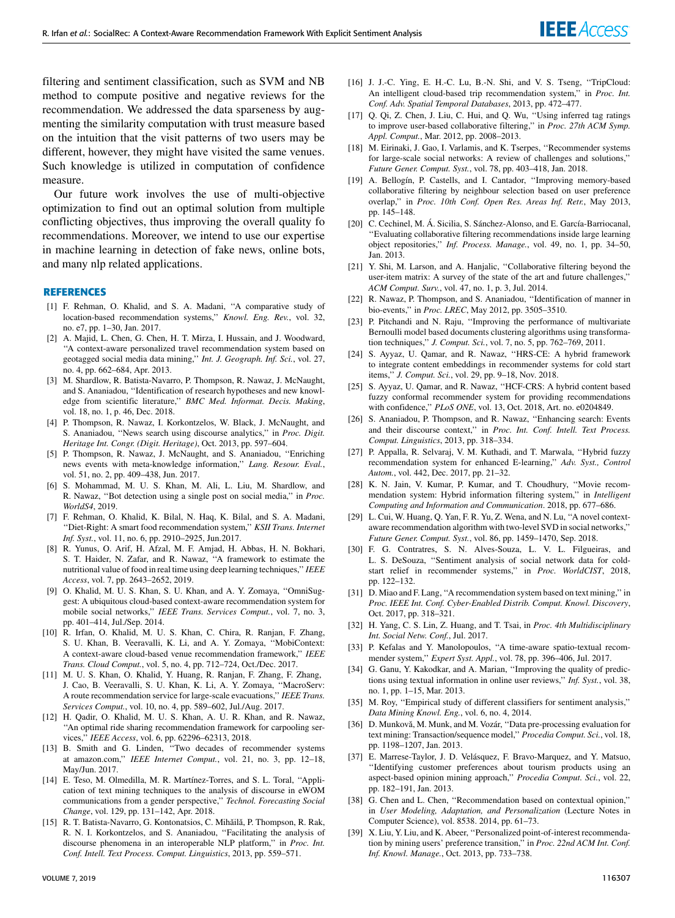filtering and sentiment classification, such as SVM and NB method to compute positive and negative reviews for the recommendation. We addressed the data sparseness by augmenting the similarity computation with trust measure based on the intuition that the visit patterns of two users may be different, however, they might have visited the same venues. Such knowledge is utilized in computation of confidence measure.

Our future work involves the use of multi-objective optimization to find out an optimal solution from multiple conflicting objectives, thus improving the overall quality fo recommendations. Moreover, we intend to use our expertise in machine learning in detection of fake news, online bots, and many nlp related applications.

## REFERENCES

[1] F. Rehman, O. Khalid, and S. A. Madani, "A comparative study of location-based recommendation systems," *Knowl. Eng. Rev.*, vol. 32, no. e7, pp. 1–30, Jan. 2017.

[2] A. Majid, L. Chen, G. Chen, H. T. Mirza, I. Hussain, and J. Woodward, "A context-aware personalized travel recommendation system based on geotagged social media data mining," *Int. J. Geograph. Inf. Sci.*, vol. 27, no. 4, pp. 662–684, Apr. 2013.

[3] M. Shardlow, R. Batista-Navarro, P. Thompson, R. Nawaz, J. McNaught, and S. Ananiadou, "Identification of research hypotheses and new knowledge from scientific literature," *BMC Med. Informat. Decis. Making*, vol. 18, no. 1, p. 46, Dec. 2018.

[4] P. Thompson, R. Nawaz, I. Korkontzelos, W. Black, J. McNaught, and S. Ananiadou, "News search using discourse analytics," in *Proc. Digit. Heritage Int. Congr. (Digit. Heritage)*, Oct. 2013, pp. 597–604.

[5] P. Thompson, R. Nawaz, J. McNaught, and S. Ananiadou, "Enriching news events with meta-knowledge information," *Lang. Resour. Eval.*, vol. 51, no. 2, pp. 409–438, Jun. 2017.

[6] S. Mohammad, M. U. S. Khan, M. Ali, L. Liu, M. Shardlow, and R. Nawaz, "Bot detection using a single post on social media," in *Proc. WorldS4*, 2019.

[7] F. Rehman, O. Khalid, K. Bilal, N. Haq, K. Bilal, and S. A. Madani, "Diet-Right: A smart food recommendation system," *KSII Trans. Internet Inf. Syst.*, vol. 11, no. 6, pp. 2910–2925, Jun.2017.

[8] R. Yunus, O. Arif, H. Afzal, M. F. Amjad, H. Abbas, H. N. Bokhari, S. T. Haider, N. Zafar, and R. Nawaz, "A framework to estimate the nutritional value of food in real time using deep learning techniques," *IEEE Access*, vol. 7, pp. 2643–2652, 2019.

[9] O. Khalid, M. U. S. Khan, S. U. Khan, and A. Y. Zomaya, "OmniSuggest: A ubiquitous cloud-based context-aware recommendation system for mobile social networks," *IEEE Trans. Services Comput.*, vol. 7, no. 3, pp. 401–414, Jul./Sep. 2014.

[10] R. Irfan, O. Khalid, M. U. S. Khan, C. Chira, R. Ranjan, F. Zhang, S. U. Khan, B. Veeravalli, K. Li, and A. Y. Zomaya, "MobiContext: A context-aware cloud-based venue recommendation framework," *IEEE Trans. Cloud Comput.*, vol. 5, no. 4, pp. 712–724, Oct./Dec. 2017.

[11] M. U. S. Khan, O. Khalid, Y. Huang, R. Ranjan, F. Zhang, J. Cao, B. Veeravalli, S. U. Khan, K. Li, A. Y. Zomaya, "MacroServ: A route recommendation service for large-scale evacuations," *IEEE Trans. Services Comput.*, vol. 10, no. 4, pp. 589–602, Jul./Aug. 2017.

[12] H. Qadir, O. Khalid, M. U. S. Khan, A. U. R. Khan, and R. Nawaz, "An optimal ride sharing recommendation framework for carpooling services," *IEEE Access*, vol. 6, pp. 62296–62313, 2018.

[13] B. Smith and G. Linden, "Two decades of recommender systems at amazon.com," *IEEE Internet Comput.*, vol. 21, no. 3, pp. 12–18, May/Jun. 2017.

[14] E. Teso, M. Olmedilla, M. R. Martínez-Torres, and S. L. Toral, "Application of text mining techniques to the analysis of discourse in eWOM communications from a gender perspective," *Technol. Forecasting Social Change*, vol. 129, pp. 131–142, Apr. 2018.

[15] R. T. Batista-Navarro, G. Kontonatsios, C. Mihăilă, P. Thompson, R. Rak, R. N. I. Korkontzelos, and S. Ananiadou, "Facilitating the analysis of discourse phenomena in an interoperable NLP platform," in *Proc. Int. Conf. Intell. Text Process. Comput. Linguistics*, 2013, pp. 559–571.

[16] J. J.-C. Ying, E. H.-C. Lu, B.-N. Shi, and V. S. Tseng, "TripCloud: An intelligent cloud-based trip recommendation system," in *Proc. Int. Conf. Adv. Spatial Temporal Databases*, 2013, pp. 472–477.

[17] Q. Qi, Z. Chen, J. Liu, C. Hui, and Q. Wu, "Using inferred tag ratings to improve user-based collaborative filtering," in *Proc. 27th ACM Symp. Appl. Comput.*, Mar. 2012, pp. 2008–2013.

[18] M. Eirinaki, J. Gao, I. Varlamis, and K. Tserpes, "Recommender systems for large-scale social networks: A review of challenges and solutions," *Future Gener. Comput. Syst.*, vol. 78, pp. 403–418, Jan. 2018.

[19] A. Bellogín, P. Castells, and I. Cantador, "Improving memory-based collaborative filtering by neighbour selection based on user preference overlap," in *Proc. 10th Conf. Open Res. Areas Inf. Retr.*, May 2013, pp. 145–148.

[20] C. Cechinel, M. Á. Sicilia, S. Sánchez-Alonso, and E. García-Barriocanal, "Evaluating collaborative filtering recommendations inside large learning object repositories," *Inf. Process. Manage.*, vol. 49, no. 1, pp. 34–50, Jan. 2013.

[21] Y. Shi, M. Larson, and A. Hanjalic, "Collaborative filtering beyond the user-item matrix: A survey of the state of the art and future challenges," *ACM Comput. Surv.*, vol. 47, no. 1, p. 3, Jul. 2014.

[22] R. Nawaz, P. Thompson, and S. Ananiadou, "Identification of manner in bio-events," in *Proc. LREC*, May 2012, pp. 3505–3510.

[23] P. Pitchandi and N. Raju, "Improving the performance of multivariate Bernoulli model based documents clustering algorithms using transformation techniques," *J. Comput. Sci.*, vol. 7, no. 5, pp. 762–769, 2011.

[24] S. Ayyaz, U. Qamar, and R. Nawaz, "HRS-CE: A hybrid framework to integrate content embeddings in recommender systems for cold start items," *J. Comput. Sci.*, vol. 29, pp. 9–18, Nov. 2018.

[25] S. Ayyaz, U. Qamar, and R. Nawaz, "HCF-CRS: A hybrid content based fuzzy conformal recommender system for providing recommendations with confidence," *PLoS ONE*, vol. 13, Oct. 2018, Art. no. e0204849.

[26] S. Ananiadou, P. Thompson, and R. Nawaz, "Enhancing search: Events and their discourse context," in *Proc. Int. Conf. Intell. Text Process. Comput. Linguistics*, 2013, pp. 318–334.

[27] P. Appalla, R. Selvaraj, V. M. Kuthadi, and T. Marwala, "Hybrid fuzzy recommendation system for enhanced E-learning," *Adv. Syst., Control Autom.*, vol. 442, Dec. 2017, pp. 21–32.

[28] K. N. Jain, V. Kumar, P. Kumar, and T. Choudhury, "Movie recommendation system: Hybrid information filtering system," in *Intelligent Computing and Information and Communication*. 2018, pp. 677–686.

[29] L. Cui, W. Huang, Q. Yan, F. R. Yu, Z. Wena, and N. Lu, "A novel context-aware recommendation algorithm with two-level SVD in social networks," *Future Gener. Comput. Syst.*, vol. 86, pp. 1459–1470, Sep. 2018.

[30] F. G. Contratres, S. N. Alves-Souza, L. V. L. Filgueiras, and L. S. DeSouza, "Sentiment analysis of social network data for cold-start relief in recommender systems," in *Proc. WorldCIST*, 2018, pp. 122–132.

[31] D. Miao and F. Lang, "A recommendation system based on text mining," in *Proc. IEEE Int. Conf. Cyber-Enabled Distrib. Comput. Knowl. Discovery*, Oct. 2017, pp. 318–321.

[32] H. Yang, C. S. Lin, Z. Huang, and T. Tsai, in *Proc. 4th Multidisciplinary Int. Social Netw. Conf.*, Jul. 2017.

[33] P. Kefalas and Y. Manolopoulos, "A time-aware spatio-textual recommender system," *Expert Syst. Appl.*, vol. 78, pp. 396–406, Jul. 2017.

[34] G. Ganu, Y. Kakodkar, and A. Marian, "Improving the quality of predictions using textual information in online user reviews," *Inf. Syst.*, vol. 38, no. 1, pp. 1–15, Mar. 2013.

[35] M. Roy, "Empirical study of different classifiers for sentiment analysis," *Data Mining Knowl. Eng.*, vol. 6, no. 4, 2014.

[36] D. Munková, M. Munk, and M. Vozár, "Data pre-processing evaluation for text mining: Transaction/sequence model," *Procedia Comput. Sci.*, vol. 18, pp. 1198–1207, Jan. 2013.

[37] E. Marrese-Taylor, J. D. Velásquez, F. Bravo-Marquez, and Y. Matsuo, "Identifying customer preferences about tourism products using an aspect-based opinion mining approach," *Procedia Comput. Sci.*, vol. 22, pp. 182–191, Jan. 2013.

[38] G. Chen and L. Chen, "Recommendation based on contextual opinion," in *User Modeling, Adaptation, and Personalization* (Lecture Notes in Computer Science), vol. 8538. 2014, pp. 61–73.

[39] X. Liu, Y. Liu, and K. Abeer, "Personalized point-of-interest recommendation by mining users' preference transition," in *Proc. 22nd ACM Int. Conf. Inf. Knowl. Manage.*, Oct. 2013, pp. 733–738.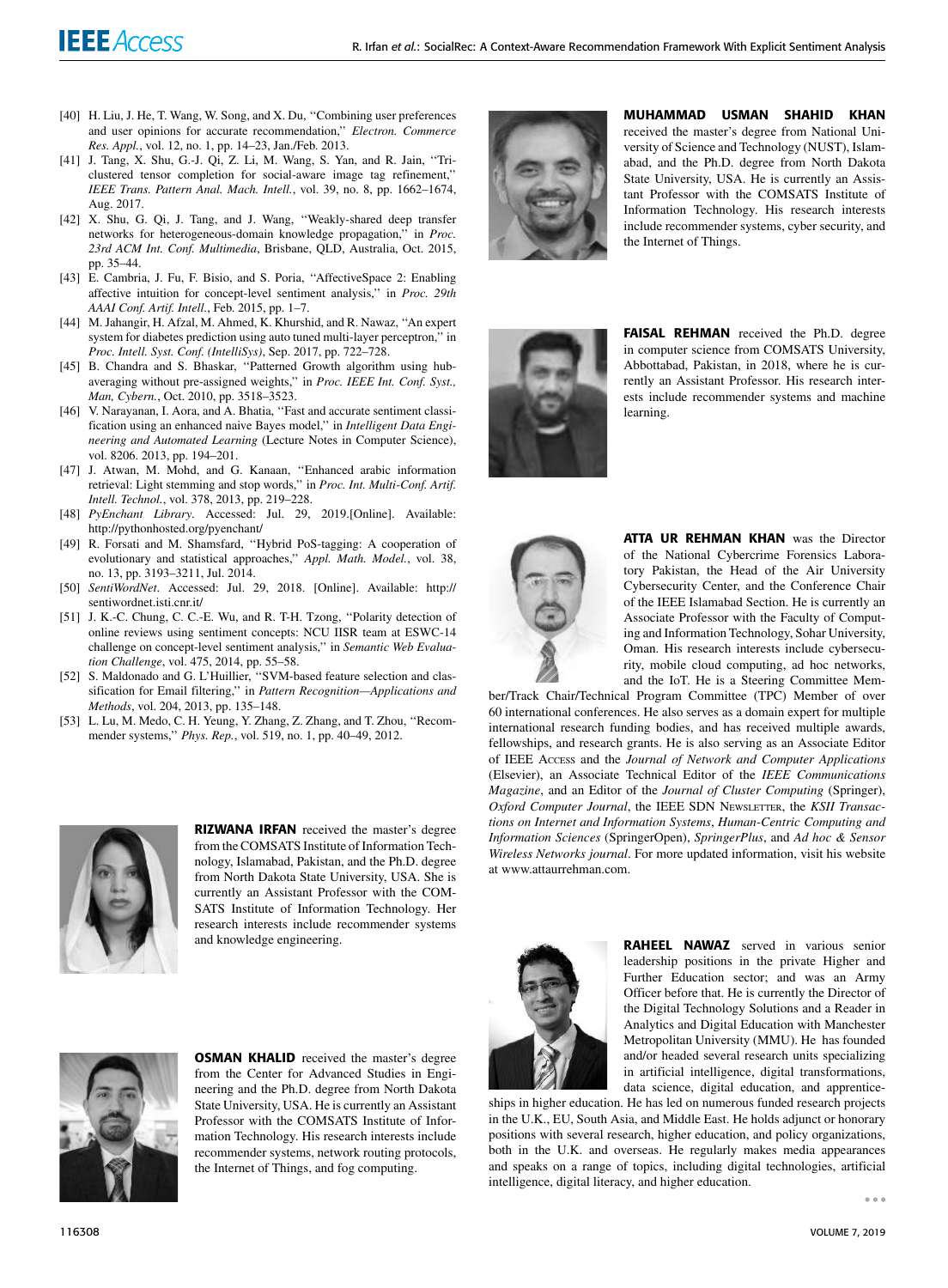[40] H. Liu, J. He, T. Wang, W. Song, and X. Du, "Combining user preferences and user opinions for accurate recommendation," *Electron. Commerce Res. Appl.*, vol. 12, no. 1, pp. 14–23, Jan./Feb. 2013.

[41] J. Tang, X. Shu, G.-J. Qi, Z. Li, M. Wang, S. Yan, and R. Jain, "Tri-clustered tensor completion for social-aware image tag refinement," *IEEE Trans. Pattern Anal. Mach. Intell.*, vol. 39, no. 8, pp. 1662–1674, Aug. 2017.

[42] X. Shu, G. Qi, J. Tang, and J. Wang, "Weakly-shared deep transfer networks for heterogeneous-domain knowledge propagation," in *Proc. 23rd ACM Int. Conf. Multimedia*, Brisbane, QLD, Australia, Oct. 2015, pp. 35–44.

[43] E. Cambria, J. Fu, F. Bisio, and S. Poria, "AffectiveSpace 2: Enabling affective intuition for concept-level sentiment analysis," in *Proc. 29th AAAI Conf. Artif. Intell.*, Feb. 2015, pp. 1–7.

[44] M. Jahangir, H. Afzal, M. Ahmed, K. Khurshid, and R. Nawaz, "An expert system for diabetes prediction using auto tuned multi-layer perceptron," in *Proc. Intell. Syst. Conf. (IntelliSys)*, Sep. 2017, pp. 722–728.

[45] B. Chandra and S. Bhaskar, "Patterned Growth algorithm using hub-averaging without pre-assigned weights," in *Proc. IEEE Int. Conf. Syst., Man, Cybern.*, Oct. 2010, pp. 3518–3523.

[46] V. Narayanan, I. Aora, and A. Bhatia, "Fast and accurate sentiment classification using an enhanced naive Bayes model," in *Intelligent Data Engineering and Automated Learning* (Lecture Notes in Computer Science), vol. 8206. 2013, pp. 194–201.

[47] J. Atwan, M. Mohd, and G. Kanaan, "Enhanced arabic information retrieval: Light stemming and stop words," in *Proc. Int. Multi-Conf. Artif. Intell. Technol.*, vol. 378, 2013, pp. 219–228.

[48] *PyEnchant Library*. Accessed: Jul. 29, 2019.[Online]. Available: http://pythonhosted.org/pyenchant/

[49] R. Forsati and M. Shamsfard, "Hybrid PoS-tagging: A cooperation of evolutionary and statistical approaches," *Appl. Math. Model.*, vol. 38, no. 13, pp. 3193–3211, Jul. 2014.

[50] *SentiWordNet*. Accessed: Jul. 29, 2018. [Online]. Available: http://sentiwordnet.isti.cnr.it/

[51] J. K.-C. Chung, C. C.-E. Wu, and R. T-H. Tzong, "Polarity detection of online reviews using sentiment concepts: NCU IISR team at ESWC-14 challenge on concept-level sentiment analysis," in *Semantic Web Evaluation Challenge*, vol. 475, 2014, pp. 55–58.

[52] S. Maldonado and G. L'Huillier, "SVM-based feature selection and classification for Email filtering," in *Pattern Recognition—Applications and Methods*, vol. 204, 2013, pp. 135–148.

[53] L. Lu, M. Medo, C. H. Yeung, Y. Zhang, Z. Zhang, and T. Zhou, "Recommender systems," *Phys. Rep.*, vol. 519, no. 1, pp. 40–49, 2012.

**RIZWANA IRFAN** received the master's degree from the COMSATS Institute of Information Technology, Islamabad, Pakistan, and the Ph.D. degree from North Dakota State University, USA. She is currently an Assistant Professor with the COMSATS Institute of Information Technology. Her research interests include recommender systems and knowledge engineering.

**OSMAN KHALID** received the master's degree from the Center for Advanced Studies in Engineering and the Ph.D. degree from North Dakota State University, USA. He is currently an Assistant Professor with the COMSATS Institute of Information Technology. His research interests include recommender systems, network routing protocols, the Internet of Things, and fog computing.

**MUHAMMAD USMAN SHAHID KHAN** received the master's degree from National University of Science and Technology (NUST), Islamabad, and the Ph.D. degree from North Dakota State University, USA. He is currently an Assistant Professor with the COMSATS Institute of Information Technology. His research interests include recommender systems, cyber security, and the Internet of Things.

**FAISAL REHMAN** received the Ph.D. degree in computer science from COMSATS University, Abbottabad, Pakistan, in 2018, where he is currently an Assistant Professor. His research interests include recommender systems and machine learning.

**ATTA UR REHMAN KHAN** was the Director of the National Cybercrime Forensics Laboratory Pakistan, the Head of the Air University Cybersecurity Center, and the Conference Chair of the IEEE Islamabad Section. He is currently an Associate Professor with the Faculty of Computing and Information Technology, Sohar University, Oman. His research interests include cybersecurity, mobile cloud computing, ad hoc networks, and the IoT. He is a Steering Committee Member/Track Chair/Technical Program Committee (TPC) Member of over 60 international conferences. He also serves as a domain expert for multiple international research funding bodies, and has received multiple awards, fellowships, and research grants. He is also serving as an Associate Editor of IEEE Access and the *Journal of Network and Computer Applications* (Elsevier), an Associate Technical Editor of the *IEEE Communications Magazine*, and an Editor of the *Journal of Cluster Computing* (Springer), *Oxford Computer Journal*, the IEEE SDN Newsletter, the *KSII Transactions on Internet and Information Systems*, *Human-Centric Computing and Information Sciences* (SpringerOpen), *SpringerPlus*, and *Ad hoc & Sensor Wireless Networks journal*. For more updated information, visit his website at www.attaurrehman.com.

**RAHEEL NAWAZ** served in various senior leadership positions in the private Higher and Further Education sector; and was an Army Officer before that. He is currently the Director of the Digital Technology Solutions and a Reader in Analytics and Digital Education with Manchester Metropolitan University (MMU). He has founded and/or headed several research units specializing in artificial intelligence, digital transformations, data science, digital education, and apprenticeships in higher education. He has led on numerous funded research projects in the U.K., EU, South Asia, and Middle East. He holds adjunct or honorary positions with several research, higher education, and policy organizations, both in the U.K. and overseas. He regularly makes media appearances and speaks on a range of topics, including digital technologies, artificial intelligence, digital literacy, and higher education.